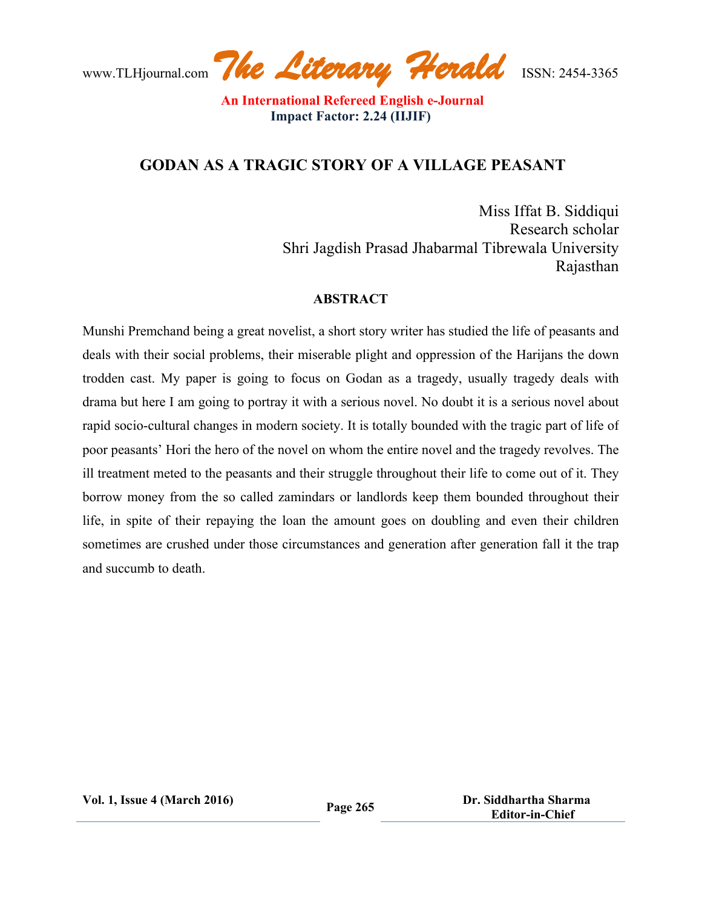# GODAN AS A TRAGIC STORY OF A VILLAGE PEASANT

Miss Iffat B. Siddiqui
Research scholar
Shri Jagdish Prasad Jhabarmal Tibrewala University
Rajasthan

## ABSTRACT

Munshi Premchand being a great novelist, a short story writer has studied the life of peasants and deals with their social problems, their miserable plight and oppression of the Harijans the down trodden cast. My paper is going to focus on Godan as a tragedy, usually tragedy deals with drama but here I am going to portray it with a serious novel. No doubt it is a serious novel about rapid socio-cultural changes in modern society. It is totally bounded with the tragic part of life of poor peasants' Hori the hero of the novel on whom the entire novel and the tragedy revolves. The ill treatment meted to the peasants and their struggle throughout their life to come out of it. They borrow money from the so called zamindars or landlords keep them bounded throughout their life, in spite of their repaying the loan the amount goes on doubling and even their children sometimes are crushed under those circumstances and generation after generation fall it the trap and succumb to death.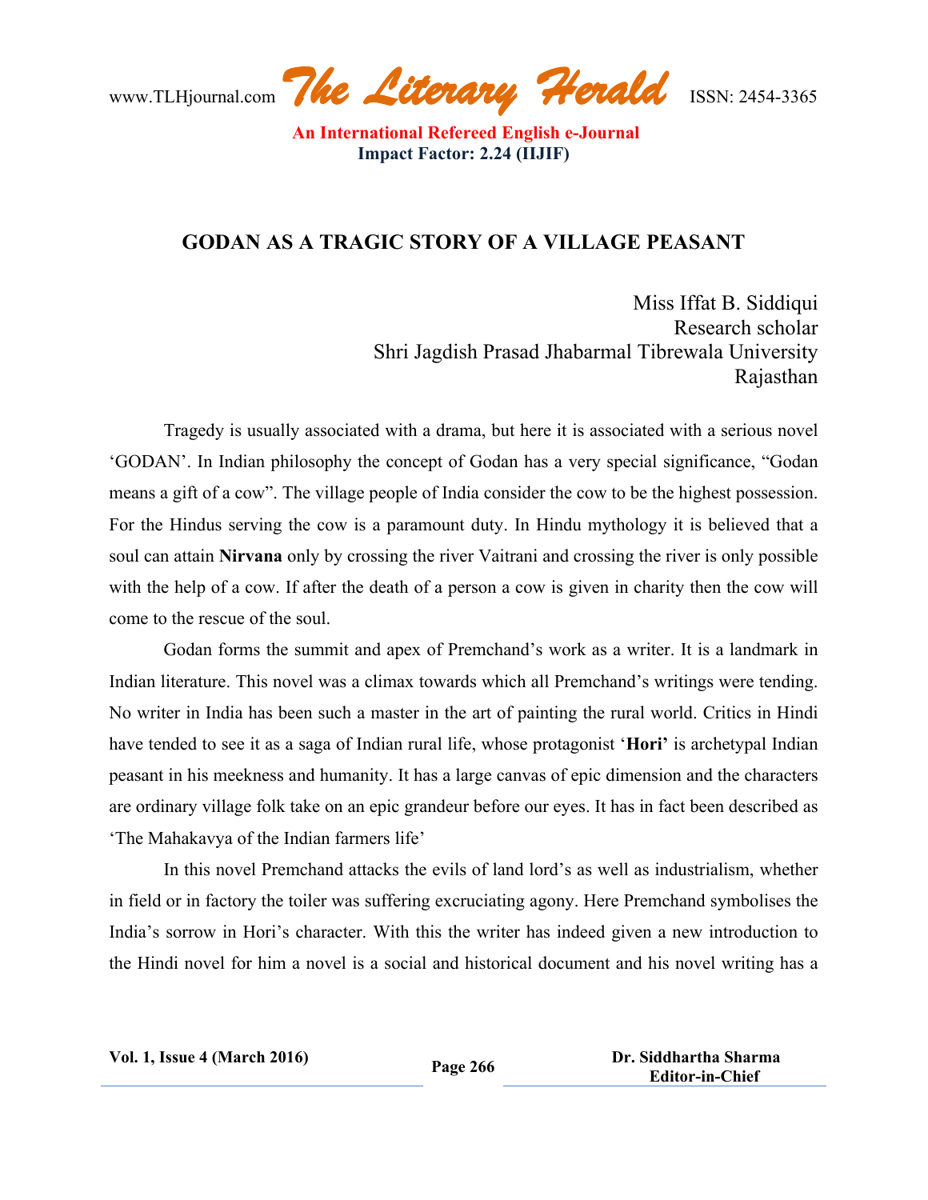# GODAN AS A TRAGIC STORY OF A VILLAGE PEASANT

Miss Iffat B. Siddiqui
Research scholar
Shri Jagdish Prasad Jhabarmal Tibrewala University
Rajasthan

Tragedy is usually associated with a drama, but here it is associated with a serious novel 'GODAN'. In Indian philosophy the concept of Godan has a very special significance, "Godan means a gift of a cow". The village people of India consider the cow to be the highest possession. For the Hindus serving the cow is a paramount duty. In Hindu mythology it is believed that a soul can attain **Nirvana** only by crossing the river Vaitrani and crossing the river is only possible with the help of a cow. If after the death of a person a cow is given in charity then the cow will come to the rescue of the soul.

Godan forms the summit and apex of Premchand's work as a writer. It is a landmark in Indian literature. This novel was a climax towards which all Premchand's writings were tending. No writer in India has been such a master in the art of painting the rural world. Critics in Hindi have tended to see it as a saga of Indian rural life, whose protagonist '**Hori'** is archetypal Indian peasant in his meekness and humanity. It has a large canvas of epic dimension and the characters are ordinary village folk take on an epic grandeur before our eyes. It has in fact been described as 'The Mahakavya of the Indian farmers life'

In this novel Premchand attacks the evils of land lord's as well as industrialism, whether in field or in factory the toiler was suffering excruciating agony. Here Premchand symbolises the India's sorrow in Hori's character. With this the writer has indeed given a new introduction to the Hindi novel for him a novel is a social and historical document and his novel writing has a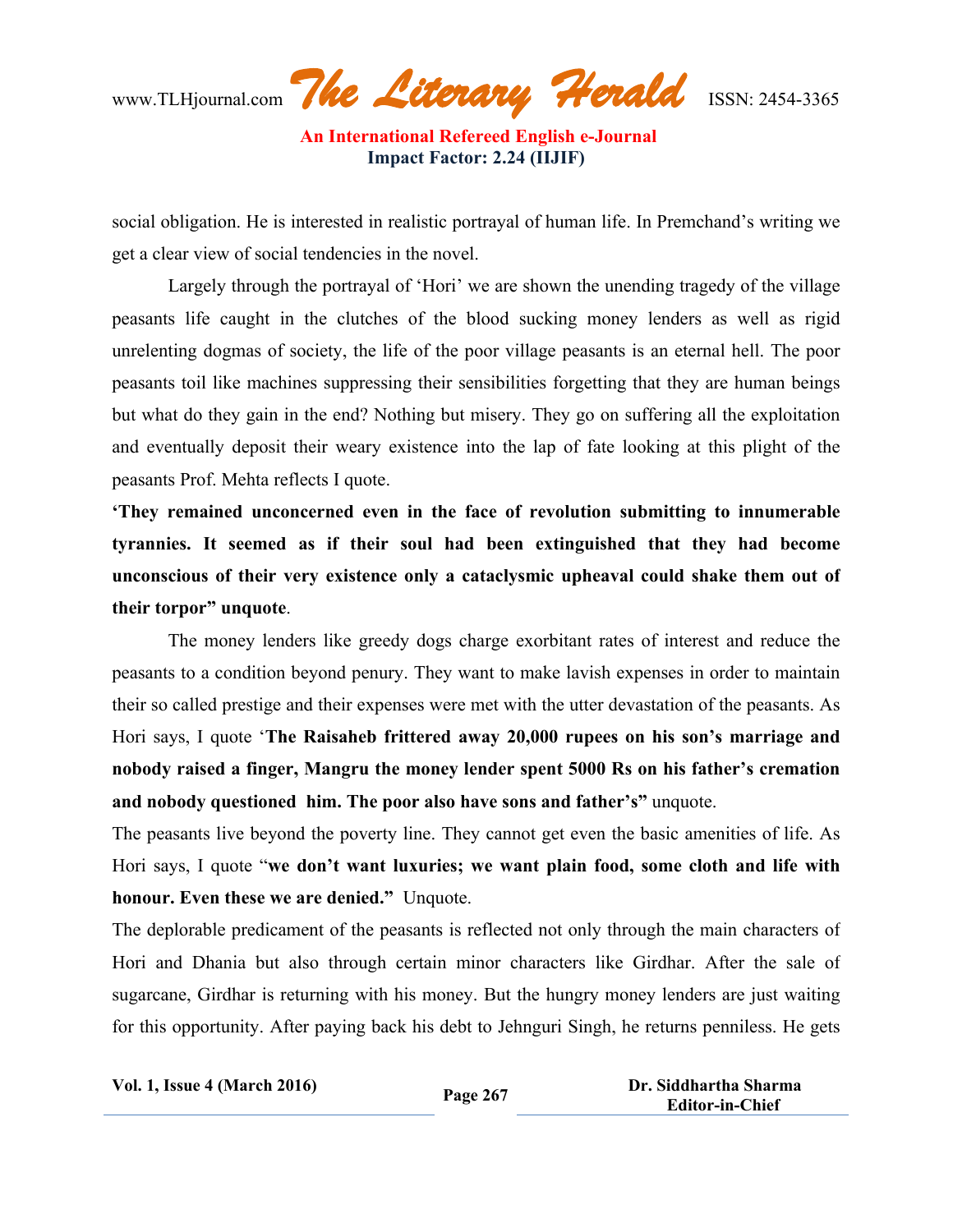social obligation. He is interested in realistic portrayal of human life. In Premchand's writing we get a clear view of social tendencies in the novel.

Largely through the portrayal of 'Hori' we are shown the unending tragedy of the village peasants life caught in the clutches of the blood sucking money lenders as well as rigid unrelenting dogmas of society, the life of the poor village peasants is an eternal hell. The poor peasants toil like machines suppressing their sensibilities forgetting that they are human beings but what do they gain in the end? Nothing but misery. They go on suffering all the exploitation and eventually deposit their weary existence into the lap of fate looking at this plight of the peasants Prof. Mehta reflects I quote.

**'They remained unconcerned even in the face of revolution submitting to innumerable tyrannies. It seemed as if their soul had been extinguished that they had become unconscious of their very existence only a cataclysmic upheaval could shake them out of their torpor" unquote**.

The money lenders like greedy dogs charge exorbitant rates of interest and reduce the peasants to a condition beyond penury. They want to make lavish expenses in order to maintain their so called prestige and their expenses were met with the utter devastation of the peasants. As Hori says, I quote '**The Raisaheb frittered away 20,000 rupees on his son's marriage and nobody raised a finger, Mangru the money lender spent 5000 Rs on his father's cremation and nobody questioned him. The poor also have sons and father's"** unquote.

The peasants live beyond the poverty line. They cannot get even the basic amenities of life. As Hori says, I quote "**we don't want luxuries; we want plain food, some cloth and life with honour. Even these we are denied."** Unquote.

The deplorable predicament of the peasants is reflected not only through the main characters of Hori and Dhania but also through certain minor characters like Girdhar. After the sale of sugarcane, Girdhar is returning with his money. But the hungry money lenders are just waiting for this opportunity. After paying back his debt to Jehnguri Singh, he returns penniless. He gets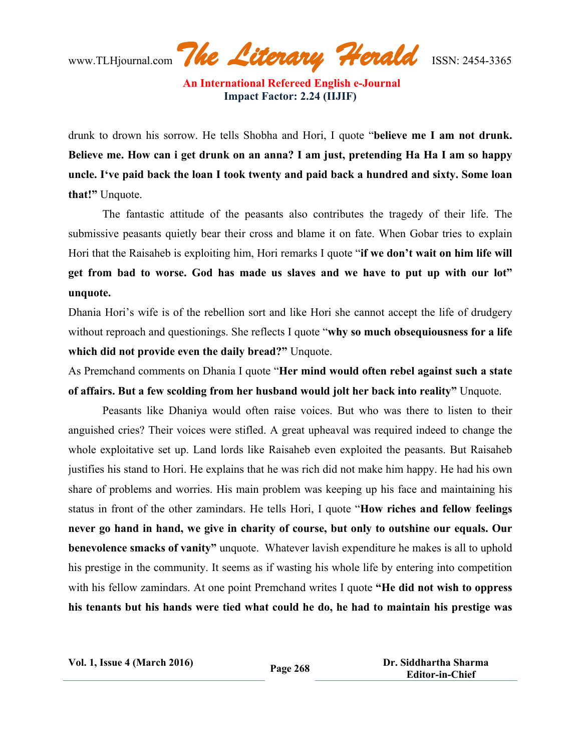drunk to drown his sorrow. He tells Shobha and Hori, I quote "**believe me I am not drunk. Believe me. How can i get drunk on an anna? I am just, pretending Ha Ha I am so happy uncle. I've paid back the loan I took twenty and paid back a hundred and sixty. Some loan that!"** Unquote.

The fantastic attitude of the peasants also contributes the tragedy of their life. The submissive peasants quietly bear their cross and blame it on fate. When Gobar tries to explain Hori that the Raisaheb is exploiting him, Hori remarks I quote "**if we don't wait on him life will get from bad to worse. God has made us slaves and we have to put up with our lot" unquote.**

Dhania Hori's wife is of the rebellion sort and like Hori she cannot accept the life of drudgery without reproach and questionings. She reflects I quote "**why so much obsequiousness for a life which did not provide even the daily bread?"** Unquote.

As Premchand comments on Dhania I quote "**Her mind would often rebel against such a state of affairs. But a few scolding from her husband would jolt her back into reality"** Unquote.

Peasants like Dhaniya would often raise voices. But who was there to listen to their anguished cries? Their voices were stifled. A great upheaval was required indeed to change the whole exploitative set up. Land lords like Raisaheb even exploited the peasants. But Raisaheb justifies his stand to Hori. He explains that he was rich did not make him happy. He had his own share of problems and worries. His main problem was keeping up his face and maintaining his status in front of the other zamindars. He tells Hori, I quote "**How riches and fellow feelings never go hand in hand, we give in charity of course, but only to outshine our equals. Our benevolence smacks of vanity"** unquote. Whatever lavish expenditure he makes is all to uphold his prestige in the community. It seems as if wasting his whole life by entering into competition with his fellow zamindars. At one point Premchand writes I quote **"He did not wish to oppress his tenants but his hands were tied what could he do, he had to maintain his prestige was**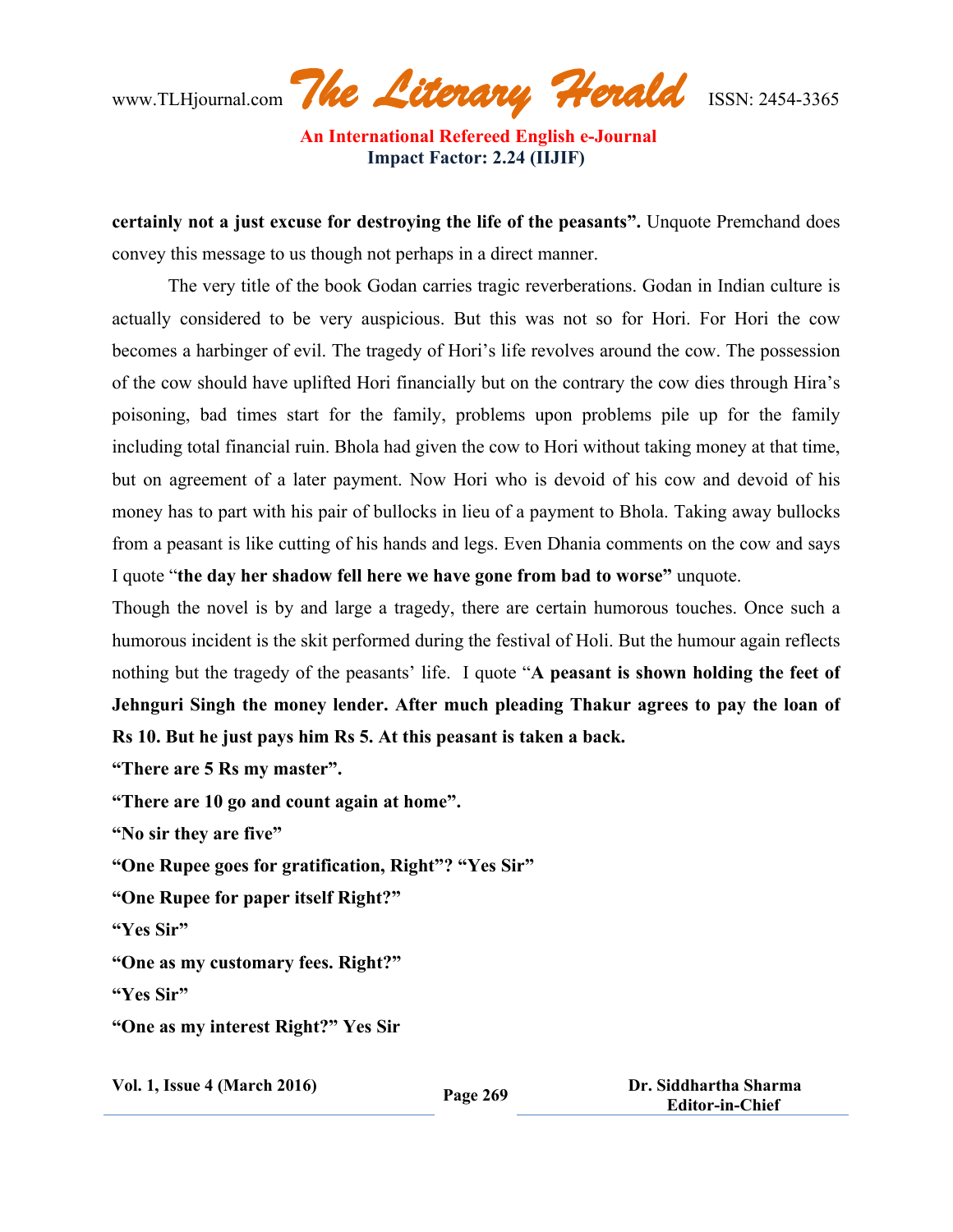**certainly not a just excuse for destroying the life of the peasants".** Unquote Premchand does convey this message to us though not perhaps in a direct manner.

The very title of the book Godan carries tragic reverberations. Godan in Indian culture is actually considered to be very auspicious. But this was not so for Hori. For Hori the cow becomes a harbinger of evil. The tragedy of Hori's life revolves around the cow. The possession of the cow should have uplifted Hori financially but on the contrary the cow dies through Hira's poisoning, bad times start for the family, problems upon problems pile up for the family including total financial ruin. Bhola had given the cow to Hori without taking money at that time, but on agreement of a later payment. Now Hori who is devoid of his cow and devoid of his money has to part with his pair of bullocks in lieu of a payment to Bhola. Taking away bullocks from a peasant is like cutting of his hands and legs. Even Dhania comments on the cow and says I quote "**the day her shadow fell here we have gone from bad to worse"** unquote.

Though the novel is by and large a tragedy, there are certain humorous touches. Once such a humorous incident is the skit performed during the festival of Holi. But the humour again reflects nothing but the tragedy of the peasants' life. I quote "**A peasant is shown holding the feet of Jehnguri Singh the money lender. After much pleading Thakur agrees to pay the loan of Rs 10. But he just pays him Rs 5. At this peasant is taken a back.**

**"There are 5 Rs my master".**

**"There are 10 go and count again at home".**

**"No sir they are five"**

**"One Rupee goes for gratification, Right"? "Yes Sir"**

**"One Rupee for paper itself Right?"**

**"Yes Sir"**

**"One as my customary fees. Right?"**

**"Yes Sir"**

**"One as my interest Right?"** Yes Sir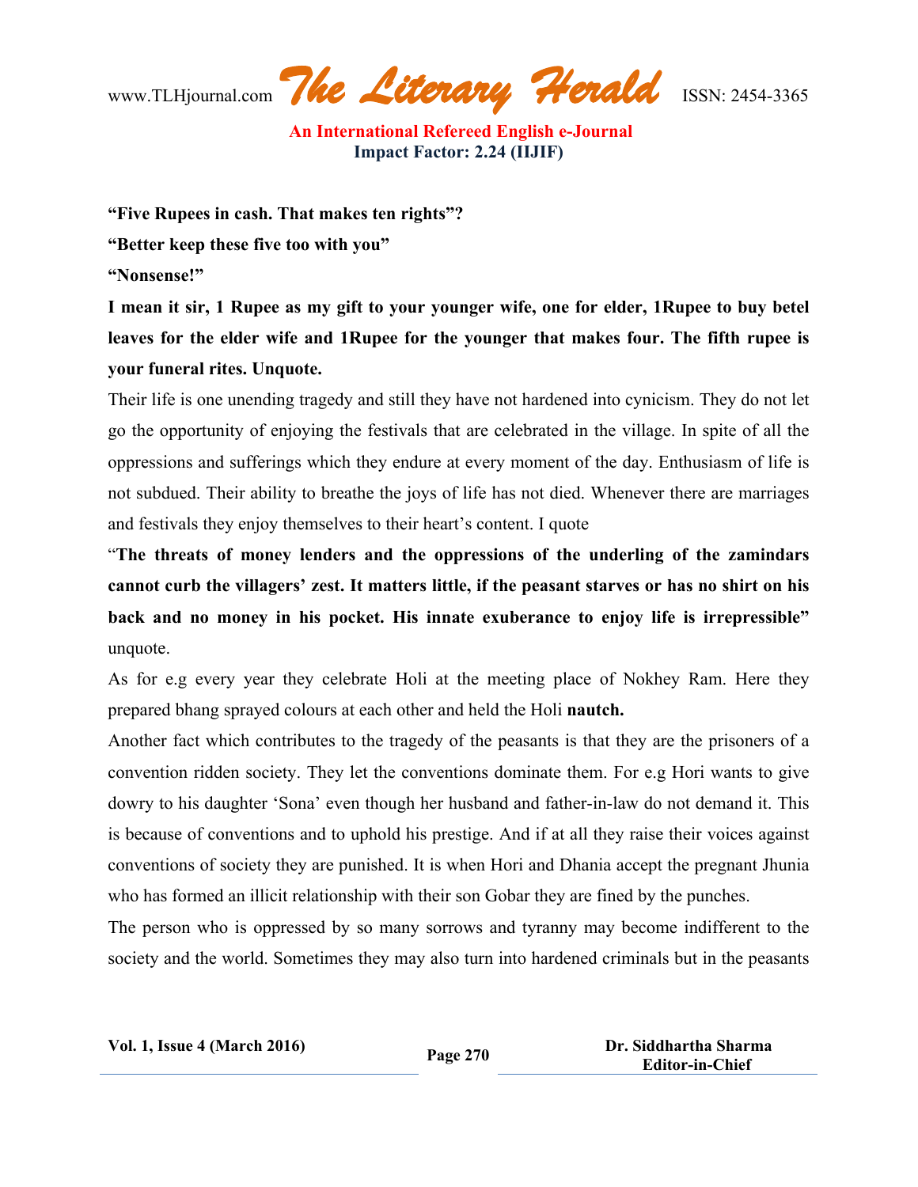**“Five Rupees in cash. That makes ten rights”?**

**“Better keep these five too with you”**

**“Nonsense!”**

**I mean it sir, 1 Rupee as my gift to your younger wife, one for elder, 1Rupee to buy betel leaves for the elder wife and 1Rupee for the younger that makes four. The fifth rupee is your funeral rites. Unquote.**

Their life is one unending tragedy and still they have not hardened into cynicism. They do not let go the opportunity of enjoying the festivals that are celebrated in the village. In spite of all the oppressions and sufferings which they endure at every moment of the day. Enthusiasm of life is not subdued. Their ability to breathe the joys of life has not died. Whenever there are marriages and festivals they enjoy themselves to their heart’s content. I quote

“**The threats of money lenders and the oppressions of the underling of the zamindars cannot curb the villagers’ zest. It matters little, if the peasant starves or has no shirt on his back and no money in his pocket. His innate exuberance to enjoy life is irrepressible”** unquote.

As for e.g every year they celebrate Holi at the meeting place of Nokhey Ram. Here they prepared bhang sprayed colours at each other and held the Holi **nautch.**

Another fact which contributes to the tragedy of the peasants is that they are the prisoners of a convention ridden society. They let the conventions dominate them. For e.g Hori wants to give dowry to his daughter ‘Sona’ even though her husband and father-in-law do not demand it. This is because of conventions and to uphold his prestige. And if at all they raise their voices against conventions of society they are punished. It is when Hori and Dhania accept the pregnant Jhunia who has formed an illicit relationship with their son Gobar they are fined by the punches.

The person who is oppressed by so many sorrows and tyranny may become indifferent to the society and the world. Sometimes they may also turn into hardened criminals but in the peasants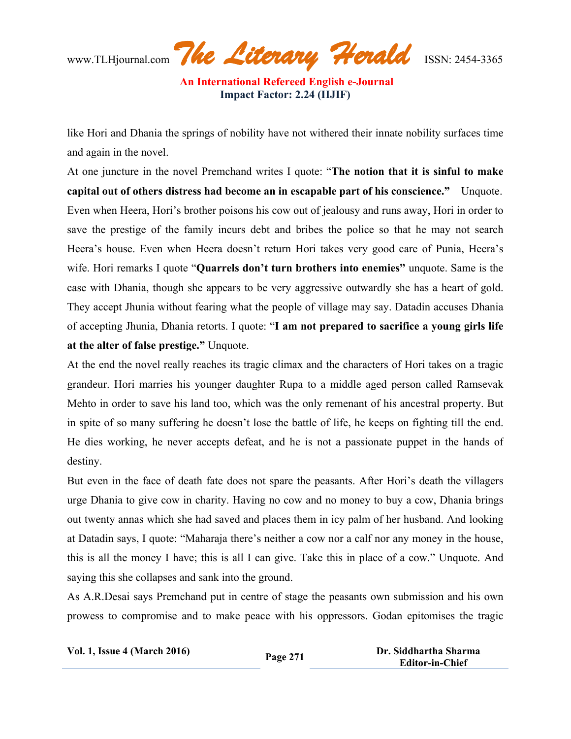like Hori and Dhania the springs of nobility have not withered their innate nobility surfaces time and again in the novel.

At one juncture in the novel Premchand writes I quote: "**The notion that it is sinful to make capital out of others distress had become an in escapable part of his conscience."** Unquote. Even when Heera, Hori's brother poisons his cow out of jealousy and runs away, Hori in order to save the prestige of the family incurs debt and bribes the police so that he may not search Heera's house. Even when Heera doesn't return Hori takes very good care of Punia, Heera's wife. Hori remarks I quote "**Quarrels don't turn brothers into enemies"** unquote. Same is the case with Dhania, though she appears to be very aggressive outwardly she has a heart of gold. They accept Jhunia without fearing what the people of village may say. Datadin accuses Dhania of accepting Jhunia, Dhania retorts. I quote: "**I am not prepared to sacrifice a young girls life at the alter of false prestige."** Unquote.

At the end the novel really reaches its tragic climax and the characters of Hori takes on a tragic grandeur. Hori marries his younger daughter Rupa to a middle aged person called Ramsevak Mehto in order to save his land too, which was the only remenant of his ancestral property. But in spite of so many suffering he doesn't lose the battle of life, he keeps on fighting till the end. He dies working, he never accepts defeat, and he is not a passionate puppet in the hands of destiny.

But even in the face of death fate does not spare the peasants. After Hori's death the villagers urge Dhania to give cow in charity. Having no cow and no money to buy a cow, Dhania brings out twenty annas which she had saved and places them in icy palm of her husband. And looking at Datadin says, I quote: "Maharaja there's neither a cow nor a calf nor any money in the house, this is all the money I have; this is all I can give. Take this in place of a cow." Unquote. And saying this she collapses and sank into the ground.

As A.R.Desai says Premchand put in centre of stage the peasants own submission and his own prowess to compromise and to make peace with his oppressors. Godan epitomises the tragic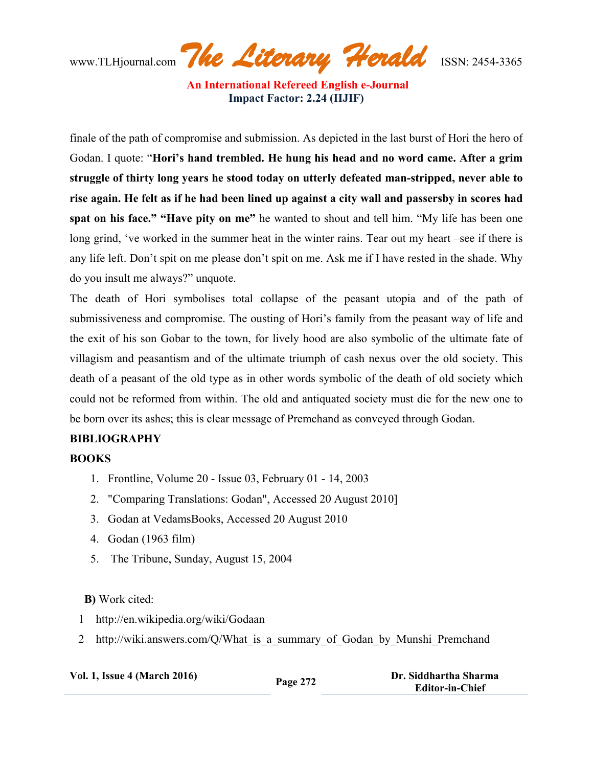finale of the path of compromise and submission. As depicted in the last burst of Hori the hero of Godan. I quote: "**Hori's hand trembled. He hung his head and no word came. After a grim struggle of thirty long years he stood today on utterly defeated man-stripped, never able to rise again. He felt as if he had been lined up against a city wall and passersby in scores had spat on his face." "Have pity on me"** he wanted to shout and tell him. "My life has been one long grind, 've worked in the summer heat in the winter rains. Tear out my heart –see if there is any life left. Don't spit on me please don't spit on me. Ask me if I have rested in the shade. Why do you insult me always?" unquote.

The death of Hori symbolises total collapse of the peasant utopia and of the path of submissiveness and compromise. The ousting of Hori's family from the peasant way of life and the exit of his son Gobar to the town, for lively hood are also symbolic of the ultimate fate of villagism and peasantism and of the ultimate triumph of cash nexus over the old society. This death of a peasant of the old type as in other words symbolic of the death of old society which could not be reformed from within. The old and antiquated society must die for the new one to be born over its ashes; this is clear message of Premchand as conveyed through Godan.

## BIBLIOGRAPHY

### BOOKS

1. Frontline, Volume 20 - Issue 03, February 01 - 14, 2003
2. "Comparing Translations: Godan", Accessed 20 August 2010]
3. Godan at VedamsBooks, Accessed 20 August 2010
4. Godan (1963 film)
5. The Tribune, Sunday, August 15, 2004

**B)** Work cited:

1 http://en.wikipedia.org/wiki/Godaan

2 http://wiki.answers.com/Q/What_is_a_summary_of_Godan_by_Munshi_Premchand